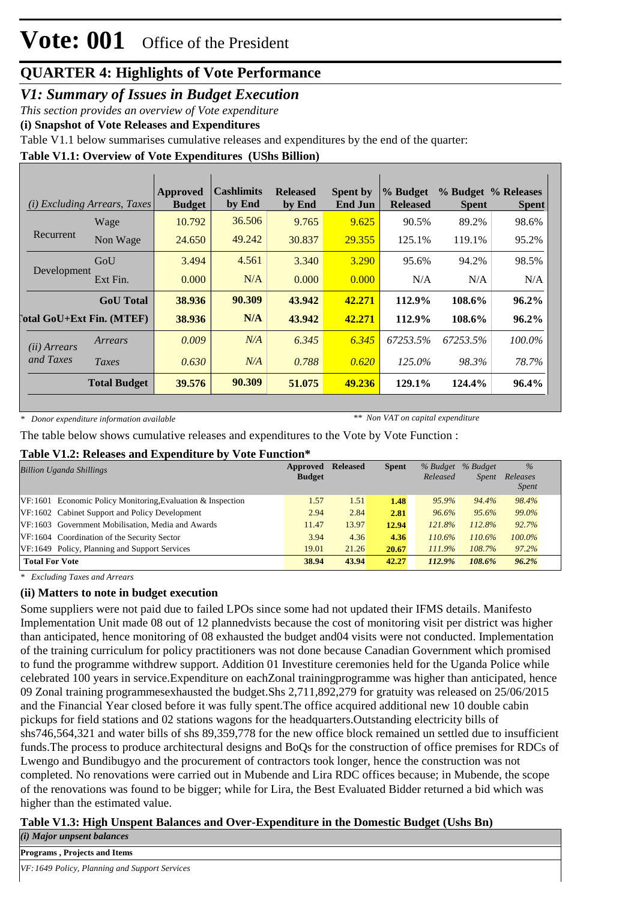# Vote: 001 Office of the President

## QUARTER 4: Highlights of Vote Performance

## *V1: Summary of Issues in Budget Execution*

*This section provides an overview of Vote expenditure*

**(i) Snapshot of Vote Releases and Expenditures**

Table V1.1 below summarises cumulative releases and expenditures by the end of the quarter:

**Table V1.1: Overview of Vote Expenditures (UShs Billion)**

| *(i) Excluding Arrears, Taxes* | | Approved Budget | Cashlimits by End | Released by End | Spent by End Jun | % Budget Released | % Budget Spent | % Releases Spent |
|---|---|---|---|---|---|---|---|---|
| Recurrent | Wage | 10.792 | 36.506 | 9.765 | 9.625 | 90.5% | 89.2% | 98.6% |
| | Non Wage | 24.650 | 49.242 | 30.837 | 29.355 | 125.1% | 119.1% | 95.2% |
| Development | GoU | 3.494 | 4.561 | 3.340 | 3.290 | 95.6% | 94.2% | 98.5% |
| | Ext Fin. | 0.000 | N/A | 0.000 | 0.000 | N/A | N/A | N/A |
| | **GoU Total** | **38.936** | **90.309** | **43.942** | **42.271** | **112.9%** | **108.6%** | **96.2%** |
| **Total GoU+Ext Fin. (MTEF)** | | **38.936** | **N/A** | **43.942** | **42.271** | **112.9%** | **108.6%** | **96.2%** |
| *(ii) Arrears and Taxes* | *Arrears* | *0.009* | *N/A* | *6.345* | *6.345* | *67253.5%* | *67253.5%* | *100.0%* |
| | *Taxes* | *0.630* | *N/A* | *0.788* | *0.620* | *125.0%* | *98.3%* | *78.7%* |
| | **Total Budget** | **39.576** | **90.309** | **51.075** | **49.236** | **129.1%** | **124.4%** | **96.4%** |

\* *Donor expenditure information available* &nbsp;&nbsp;&nbsp;&nbsp; ** *Non VAT on capital expenditure*

The table below shows cumulative releases and expenditures to the Vote by Vote Function :

**Table V1.2: Releases and Expenditure by Vote Function***

| *Billion Uganda Shillings* | Approved Budget | Released | Spent | *% Budget Released* | *% Budget Spent* | *% Releases Spent* |
|---|---|---|---|---|---|---|
| VF:1601 Economic Policy Monitoring,Evaluation & Inspection | 1.57 | 1.51 | **1.48** | *95.9%* | *94.4%* | *98.4%* |
| VF:1602 Cabinet Support and Policy Development | 2.94 | 2.84 | **2.81** | *96.6%* | *95.6%* | *99.0%* |
| VF:1603 Government Mobilisation, Media and Awards | 11.47 | 13.97 | **12.94** | *121.8%* | *112.8%* | *92.7%* |
| VF:1604 Coordination of the Security Sector | 3.94 | 4.36 | **4.36** | *110.6%* | *110.6%* | *100.0%* |
| VF:1649 Policy, Planning and Support Services | 19.01 | 21.26 | **20.67** | *111.9%* | *108.7%* | *97.2%* |
| **Total For Vote** | **38.94** | **43.94** | **42.27** | ***112.9%*** | ***108.6%*** | ***96.2%*** |

\* *Excluding Taxes and Arrears*

**(ii) Matters to note in budget execution**

Some suppliers were not paid due to failed LPOs since some had not updated their IFMS details. Manifesto Implementation Unit made 08 out of 12 plannedvists because the cost of monitoring visit per district was higher than anticipated, hence monitoring of 08 exhausted the budget and04 visits were not conducted. Implementation of the training curriculum for policy practitioners was not done because Canadian Government which promised to fund the programme withdrew support. Addition 01 Investiture ceremonies held for the Uganda Police while celebrated 100 years in service.Expenditure on eachZonal trainingprogramme was higher than anticipated, hence 09 Zonal training programmesexhausted the budget.Shs 2,711,892,279 for gratuity was released on 25/06/2015 and the Financial Year closed before it was fully spent.The office acquired additional new 10 double cabin pickups for field stations and 02 stations wagons for the headquarters.Outstanding electricity bills of shs746,564,321 and water bills of shs 89,359,778 for the new office block remained un settled due to insufficient funds.The process to produce architectural designs and BoQs for the construction of office premises for RDCs of Lwengo and Bundibugyo and the procurement of contractors took longer, hence the construction was not completed. No renovations were carried out in Mubende and Lira RDC offices because; in Mubende, the scope of the renovations was found to be bigger; while for Lira, the Best Evaluated Bidder returned a bid which was higher than the estimated value.

**Table V1.3: High Unspent Balances and Over-Expenditure in the Domestic Budget (Ushs Bn)**

| ***(i) Major unpsent balances*** |
|---|
| **Programs , Projects and Items** |
| *VF:1649 Policy, Planning and Support Services* |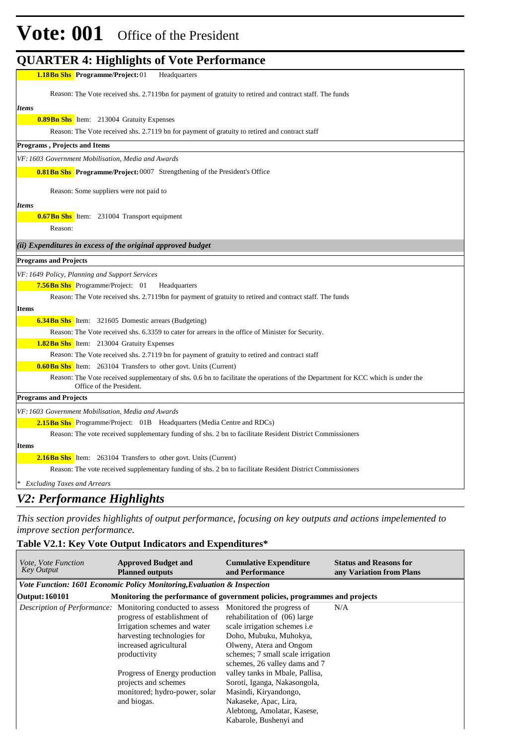# Vote: 001 Office of the President

## QUARTER 4: Highlights of Vote Performance

**1.18Bn Shs** **Programme/Project:** 01 Headquarters

Reason: The Vote received shs. 2.7119bn for payment of gratuity to retired and contract staff. The funds

*Items*

**0.89Bn Shs** Item: 213004 Gratuity Expenses

Reason: The Vote received shs. 2.7119 bn for payment of gratuity to retired and contract staff

**Programs , Projects and Items**

*VF: 1603 Government Mobilisation, Media and Awards*

**0.81Bn Shs** **Programme/Project:** 0007 Strengthening of the President's Office

Reason: Some suppliers were not paid to

*Items*

**0.67Bn Shs** Item: 231004 Transport equipment

Reason:

***(ii) Expenditures in excess of the original approved budget***

**Programs and Projects**

*VF: 1649 Policy, Planning and Support Services*

**7.56Bn Shs** Programme/Project: 01 Headquarters

Reason: The Vote received shs. 2.7119bn for payment of gratuity to retired and contract staff. The funds

**Items**

**6.34Bn Shs** Item: 321605 Domestic arrears (Budgeting)

Reason: The Vote received shs. 6.3359 to cater for arrears in the office of Minister for Security.

**1.82Bn Shs** Item: 213004 Gratuity Expenses

Reason: The Vote received shs. 2.7119 bn for payment of gratuity to retired and contract staff

**0.60Bn Shs** Item: 263104 Transfers to other govt. Units (Current)

Reason: The Vote received supplementary of shs. 0.6 bn to facilitate the operations of the Department for KCC which is under the Office of the President.

**Programs and Projects**

*VF: 1603 Government Mobilisation, Media and Awards*

**2.15Bn Shs** Programme/Project: 01B Headquarters (Media Centre and RDCs)

Reason: The vote received supplementary funding of shs. 2 bn to facilitate Resident District Commissioners

**Items**

**2.16Bn Shs** Item: 263104 Transfers to other govt. Units (Current)

Reason: The vote received supplementary funding of shs. 2 bn to facilitate Resident District Commissioners

*\* Excluding Taxes and Arrears*

## *V2: Performance Highlights*

*This section provides highlights of output performance, focusing on key outputs and actions impelemented to improve section performance.*

### Table V2.1: Key Vote Output Indicators and Expenditures*

| *Vote, Vote Function Key Output* | **Approved Budget and Planned outputs** | **Cumulative Expenditure and Performance** | **Status and Reasons for any Variation from Plans** |
|---|---|---|---|
| ***Vote Function: 1601 Economic Policy Monitoring,Evaluation & Inspection*** | | | |
| **Output: 160101** | **Monitoring the performance of government policies, programmes and projects** | | |
| *Description of Performance:* | Monitoring conducted to assess progress of establishment of Irrigation schemes and water harvesting technologies for increased agricultural productivity<br><br>Progress of Energy production projects and schemes monitored; hydro-power, solar and biogas. | Monitored the progress of rehabilitation of (06) large scale irrigation schemes i.e Doho, Mubuku, Muhokya, Olweny, Atera and Ongom schemes; 7 small scale irrigation schemes, 26 valley dams and 7 valley tanks in Mbale, Pallisa, Soroti, Iganga, Nakasongola, Masindi, Kiryandongo, Nakaseke, Apac, Lira, Alebtong, Amolatar, Kasese, Kabarole, Bushenyi and | N/A |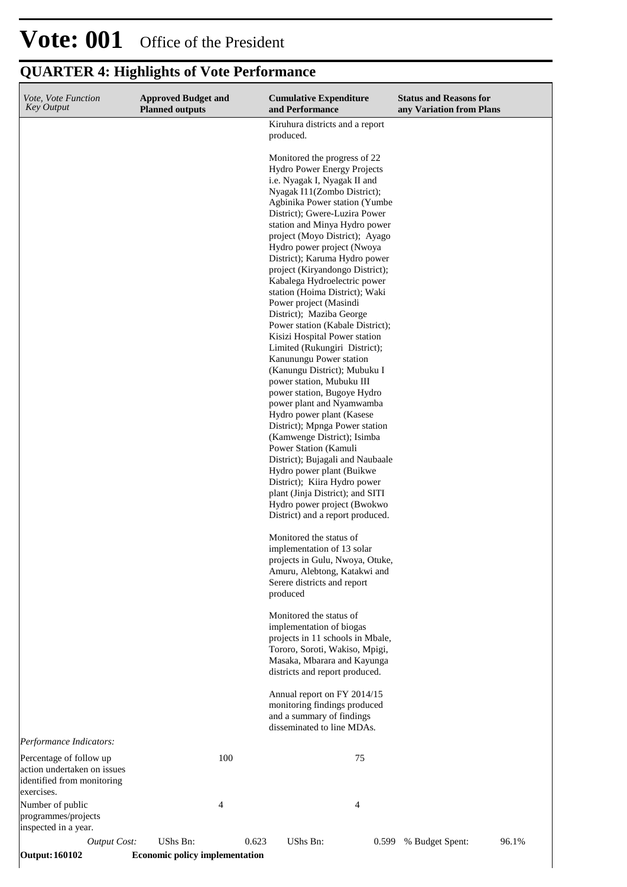# Vote: 001 Office of the President

## QUARTER 4: Highlights of Vote Performance

| *Vote, Vote Function Key Output* | **Approved Budget and Planned outputs** | **Cumulative Expenditure and Performance** | **Status and Reasons for any Variation from Plans** |
|---|---|---|---|
| | | Kiruhura districts and a report produced.<br><br>Monitored the progress of 22 Hydro Power Energy Projects i.e. Nyagak I, Nyagak II and Nyagak I11(Zombo District); Agbinika Power station (Yumbe District); Gwere-Luzira Power station and Minya Hydro power project (Moyo District); Ayago Hydro power project (Nwoya District); Karuma Hydro power project (Kiryandongo District); Kabalega Hydroelectric power station (Hoima District); Waki Power project (Masindi District); Maziba George Power station (Kabale District); Kisizi Hospital Power station Limited (Rukungiri District); Kanunungu Power station (Kanungu District); Mubuku I power station, Mubuku III power station, Bugoye Hydro power plant and Nyamwamba Hydro power plant (Kasese District); Mpnga Power station (Kamwenge District); Isimba Power Station (Kamuli District); Bujagali and Naubaale Hydro power plant (Buikwe District); Kiira Hydro power plant (Jinja District); and SITI Hydro power project (Bwokwo District) and a report produced.<br><br>Monitored the status of implementation of 13 solar projects in Gulu, Nwoya, Otuke, Amuru, Alebtong, Katakwi and Serere districts and report produced<br><br>Monitored the status of implementation of biogas projects in 11 schools in Mbale, Tororo, Soroti, Wakiso, Mpigi, Masaka, Mbarara and Kayunga districts and report produced.<br><br>Annual report on FY 2014/15 monitoring findings produced and a summary of findings disseminated to line MDAs. | |
| *Performance Indicators:* | | | |
| Percentage of follow up action undertaken on issues identified from monitoring exercises. | 100 | 75 | |
| Number of public programmes/projects inspected in a year. | 4 | 4 | |
| *Output Cost:* | UShs Bn: 0.623 | UShs Bn: 0.599 | % Budget Spent: 96.1% |
| **Output: 160102** | **Economic policy implementation** | | |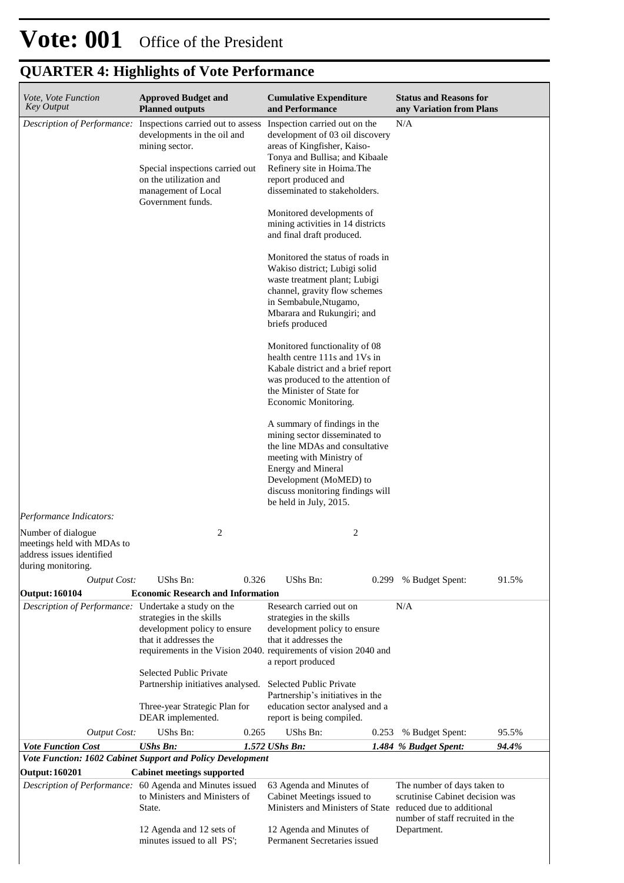# Vote: 001 Office of the President

## QUARTER 4: Highlights of Vote Performance

| *Vote, Vote Function Key Output* | **Approved Budget and Planned outputs** | | **Cumulative Expenditure and Performance** | | **Status and Reasons for any Variation from Plans** | |
|---|---|---|---|---|---|---|
| *Description of Performance:* | Inspections carried out to assess developments in the oil and mining sector.<br><br>Special inspections carried out on the utilization and management of Local Government funds. | | Inspection carried out on the development of 03 oil discovery areas of Kingfisher, Kaiso-Tonya and Bullisa; and Kibaale Refinery site in Hoima.The report produced and disseminated to stakeholders.<br><br>Monitored developments of mining activities in 14 districts and final draft produced.<br><br>Monitored the status of roads in Wakiso district; Lubigi solid waste treatment plant; Lubigi channel, gravity flow schemes in Sembabule,Ntugamo, Mbarara and Rukungiri; and briefs produced<br><br>Monitored functionality of 08 health centre 111s and 1Vs in Kabale district and a brief report was produced to the attention of the Minister of State for Economic Monitoring.<br><br>A summary of findings in the mining sector disseminated to the line MDAs and consultative meeting with Ministry of Energy and Mineral Development (MoMED) to discuss monitoring findings will be held in July, 2015. | | N/A | |
| *Performance Indicators:* | | | | | | |
| Number of dialogue meetings held with MDAs to address issues identified during monitoring. | 2 | | 2 | | | |
| *Output Cost:* | UShs Bn: | 0.326 | UShs Bn: | 0.299 | % Budget Spent: | 91.5% |
| **Output: 160104** | **Economic Research and Information** | | | | | |
| *Description of Performance:* | Undertake a study on the strategies in the skills development policy to ensure that it addresses the requirements in the Vision 2040.<br><br>Selected Public Private Partnership initiatives analysed.<br><br>Three-year Strategic Plan for DEAR implemented. | | Research carried out on strategies in the skills development policy to ensure that it addresses the requirements of vision 2040 and a report produced<br><br>Selected Public Private Partnership's initiatives in the education sector analysed and a report is being compiled. | | N/A | |
| *Output Cost:* | UShs Bn: | 0.265 | UShs Bn: | 0.253 | % Budget Spent: | 95.5% |
| ***Vote Function Cost*** | ***UShs Bn:*** | ***1.572*** | ***UShs Bn:*** | ***1.484*** | ***% Budget Spent:*** | ***94.4%*** |
| ***Vote Function: 1602 Cabinet Support and Policy Development*** | | | | | | |
| **Output: 160201** | **Cabinet meetings supported** | | | | | |
| *Description of Performance:* | 60 Agenda and Minutes issued to Ministers and Ministers of State.<br><br>12 Agenda and 12 sets of minutes issued to all PS'; | | 63 Agenda and Minutes of Cabinet Meetings issued to Ministers and Ministers of State<br><br>12 Agenda and Minutes of Permanent Secretaries issued | | The number of days taken to scrutinise Cabinet decision was reduced due to additional number of staff recruited in the Department. | |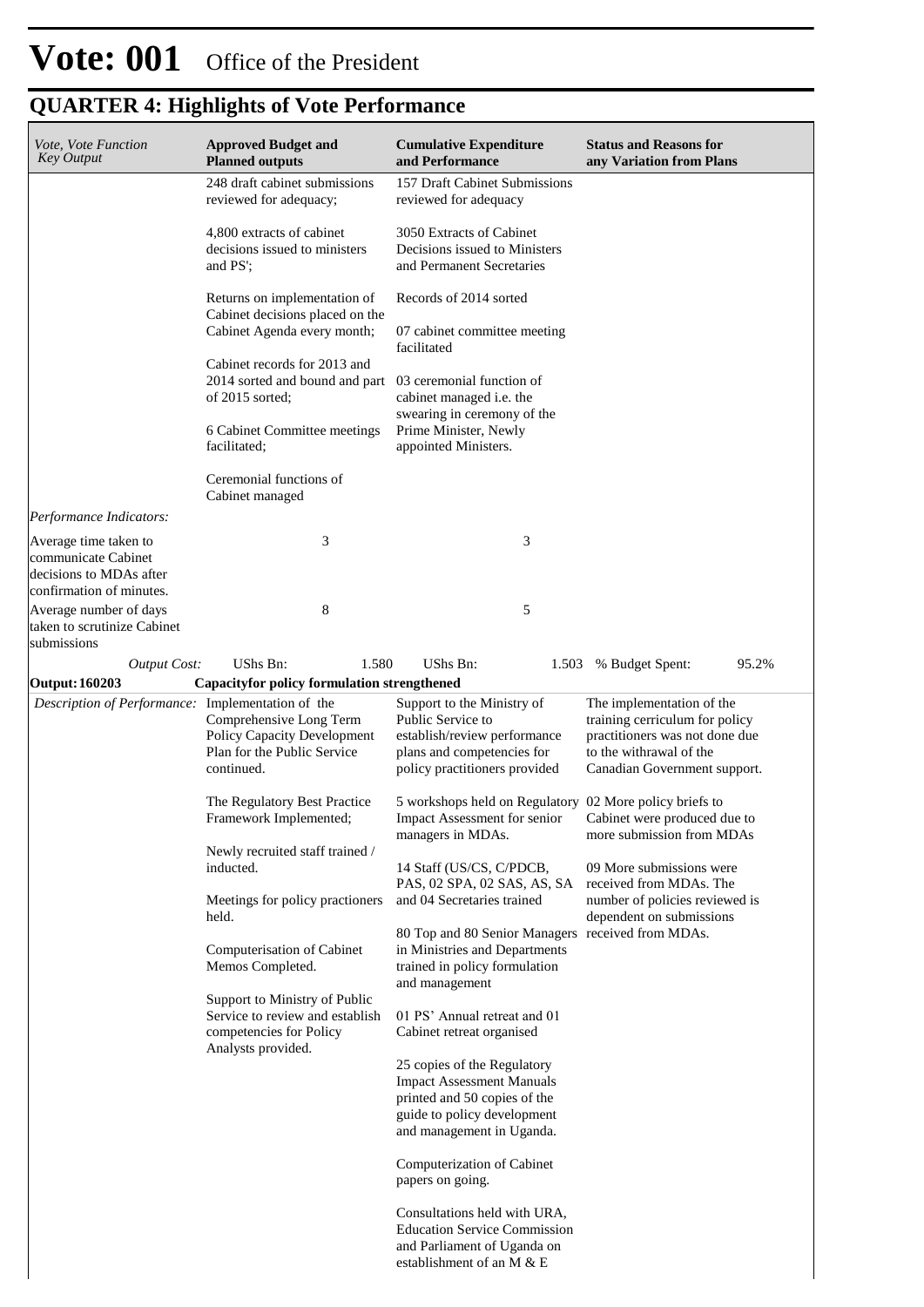# Vote: 001 Office of the President

## QUARTER 4: Highlights of Vote Performance

| *Vote, Vote Function Key Output* | **Approved Budget and Planned outputs** | **Cumulative Expenditure and Performance** | **Status and Reasons for any Variation from Plans** |
|---|---|---|---|
| | 248 draft cabinet submissions reviewed for adequacy;<br><br>4,800 extracts of cabinet decisions issued to ministers and PS';<br><br>Returns on implementation of Cabinet decisions placed on the Cabinet Agenda every month;<br><br>Cabinet records for 2013 and 2014 sorted and bound and part of 2015 sorted;<br><br>6 Cabinet Committee meetings facilitated;<br><br>Ceremonial functions of Cabinet managed | 157 Draft Cabinet Submissions reviewed for adequacy<br><br>3050 Extracts of Cabinet Decisions issued to Ministers and Permanent Secretaries<br><br>Records of 2014 sorted<br><br>07 cabinet committee meeting facilitated<br><br>03 ceremonial function of cabinet managed i.e. the swearing in ceremony of the Prime Minister, Newly appointed Ministers. | |
| *Performance Indicators:* | | | |
| Average time taken to communicate Cabinet decisions to MDAs after confirmation of minutes. | 3 | 3 | |
| Average number of days taken to scrutinize Cabinet submissions | 8 | 5 | |
| *Output Cost:* | UShs Bn: 1.580 | UShs Bn: 1.503 | % Budget Spent: 95.2% |
| **Output: 160203** | **Capacityfor policy formulation strengthened** | | |
| *Description of Performance:* | Implementation of the Comprehensive Long Term Policy Capacity Development Plan for the Public Service continued.<br><br>The Regulatory Best Practice Framework Implemented;<br><br>Newly recruited staff trained / inducted.<br><br>Meetings for policy practioners held.<br><br>Computerisation of Cabinet Memos Completed.<br><br>Support to Ministry of Public Service to review and establish competencies for Policy Analysts provided. | Support to the Ministry of Public Service to establish/review performance plans and competencies for policy practitioners provided<br><br>5 workshops held on Regulatory Impact Assessment for senior managers in MDAs.<br><br>14 Staff (US/CS, C/PDCB, PAS, 02 SPA, 02 SAS, AS, SA and 04 Secretaries trained<br><br>80 Top and 80 Senior Managers in Ministries and Departments trained in policy formulation and management<br><br>01 PS' Annual retreat and 01 Cabinet retreat organised<br><br>25 copies of the Regulatory Impact Assessment Manuals printed and 50 copies of the guide to policy development and management in Uganda.<br><br>Computerization of Cabinet papers on going.<br><br>Consultations held with URA, Education Service Commission and Parliament of Uganda on establishment of an M & E | The implementation of the training cerriculum for policy practitioners was not done due to the withrawal of the Canadian Government support.<br><br>02 More policy briefs to Cabinet were produced due to more submission from MDAs<br><br>09 More submissions were received from MDAs. The number of policies reviewed is dependent on submissions received from MDAs. |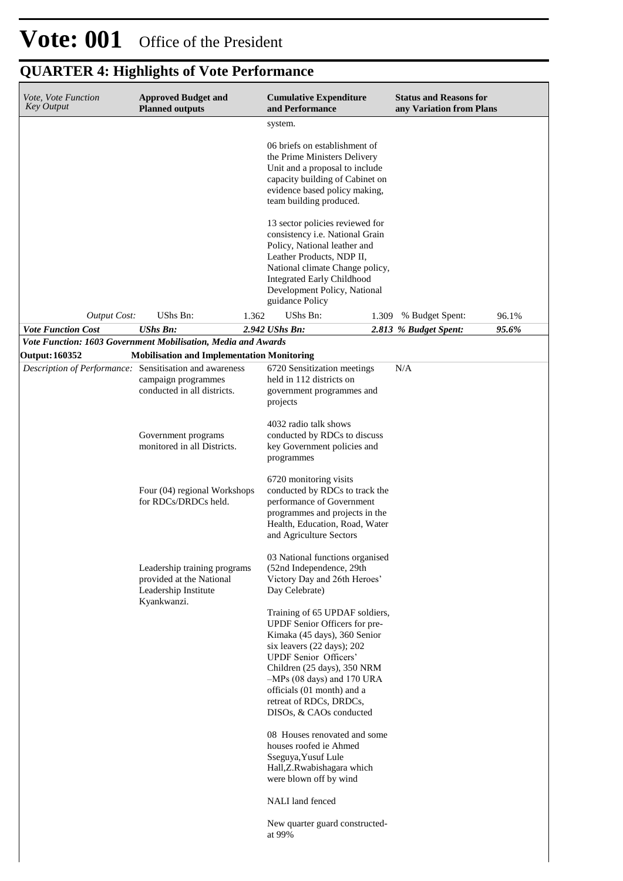# Vote: 001 Office of the President

## QUARTER 4: Highlights of Vote Performance

| *Vote, Vote Function Key Output* | **Approved Budget and Planned outputs** | **Cumulative Expenditure and Performance** | **Status and Reasons for any Variation from Plans** |
|---|---|---|---|
| | | system.<br><br>06 briefs on establishment of the Prime Ministers Delivery Unit and a proposal to include capacity building of Cabinet on evidence based policy making, team building produced.<br><br>13 sector policies reviewed for consistency i.e. National Grain Policy, National leather and Leather Products, NDP II, National climate Change policy, Integrated Early Childhood Development Policy, National guidance Policy | |
| *Output Cost:* | UShs Bn: 1.362 | UShs Bn: 1.309 | % Budget Spent: 96.1% |
| ***Vote Function Cost*** | ***UShs Bn: 2.942*** | ***UShs Bn: 2.813*** | ***% Budget Spent: 95.6%*** |
| ***Vote Function: 1603 Government Mobilisation, Media and Awards*** | | | |
| **Output: 160352** | **Mobilisation and Implementation Monitoring** | | |
| *Description of Performance:* | Sensitisation and awareness campaign programmes conducted in all districts.<br><br>Government programs monitored in all Districts.<br><br>Four (04) regional Workshops for RDCs/DRDCs held.<br><br>Leadership training programs provided at the National Leadership Institute Kyankwanzi. | 6720 Sensitization meetings held in 112 districts on government programmes and projects<br><br>4032 radio talk shows conducted by RDCs to discuss key Government policies and programmes<br><br>6720 monitoring visits conducted by RDCs to track the performance of Government programmes and projects in the Health, Education, Road, Water and Agriculture Sectors<br><br>03 National functions organised (52nd Independence, 29th Victory Day and 26th Heroes' Day Celebrate)<br><br>Training of 65 UPDAF soldiers, UPDF Senior Officers for pre-Kimaka (45 days), 360 Senior six leavers (22 days); 202 UPDF Senior Officers' Children (25 days), 350 NRM –MPs (08 days) and 170 URA officials (01 month) and a retreat of RDCs, DRDCs, DISOs, & CAOs conducted<br><br>08 Houses renovated and some houses roofed ie Ahmed Sseguya,Yusuf Lule Hall,Z.Rwabishagara which were blown off by wind<br><br>NALI land fenced<br><br>New quarter guard constructed-at 99% | N/A |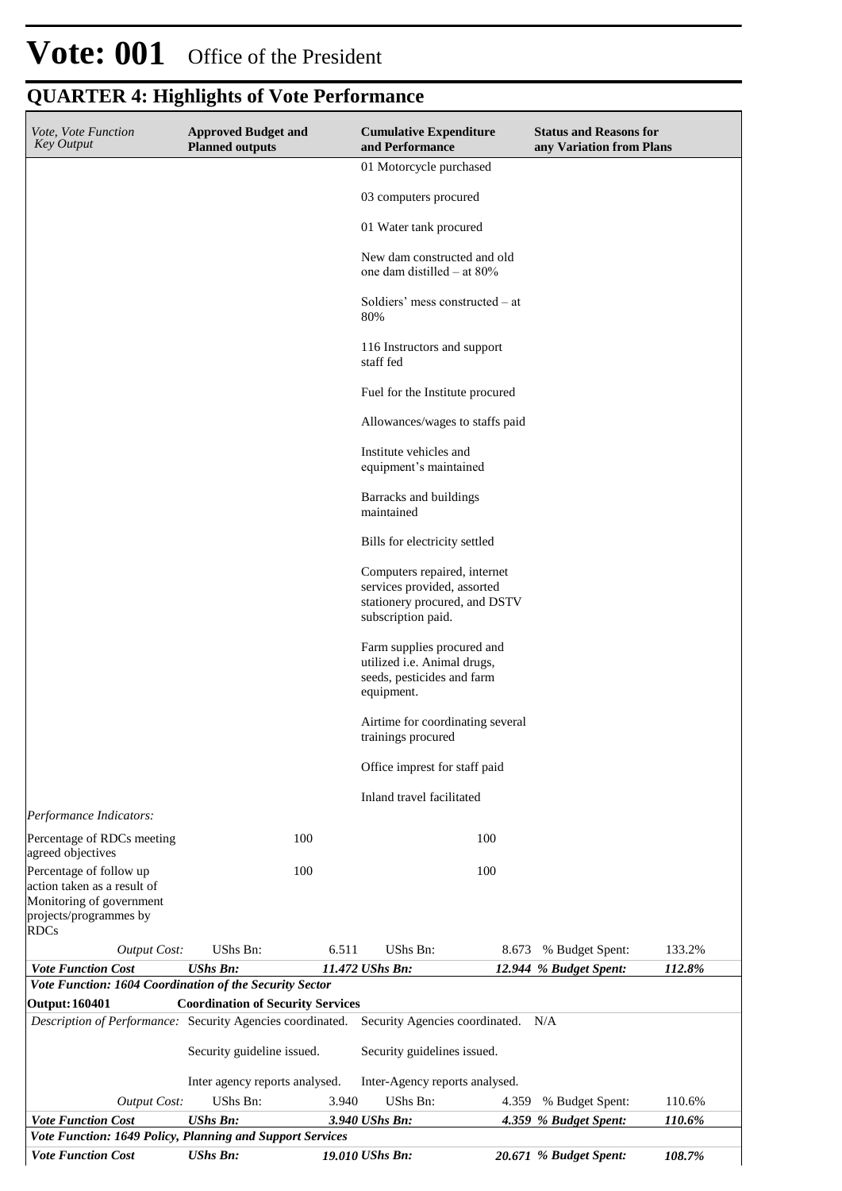# Vote: 001 Office of the President

## QUARTER 4: Highlights of Vote Performance

| *Vote, Vote Function Key Output* | **Approved Budget and Planned outputs** | | **Cumulative Expenditure and Performance** | | **Status and Reasons for any Variation from Plans** | |
|---|---|---|---|---|---|---|
| | | | 01 Motorcycle purchased<br><br>03 computers procured<br><br>01 Water tank procured<br><br>New dam constructed and old one dam distilled – at 80%<br><br>Soldiers' mess constructed – at 80%<br><br>116 Instructors and support staff fed<br><br>Fuel for the Institute procured<br><br>Allowances/wages to staffs paid<br><br>Institute vehicles and equipment's maintained<br><br>Barracks and buildings maintained<br><br>Bills for electricity settled<br><br>Computers repaired, internet services provided, assorted stationery procured, and DSTV subscription paid.<br><br>Farm supplies procured and utilized i.e. Animal drugs, seeds, pesticides and farm equipment.<br><br>Airtime for coordinating several trainings procured<br><br>Office imprest for staff paid<br><br>Inland travel facilitated | | | |
| *Performance Indicators:* | | | | | | |
| Percentage of RDCs meeting agreed objectives | | 100 | | 100 | | |
| Percentage of follow up action taken as a result of Monitoring of government projects/programmes by RDCs | | 100 | | 100 | | |
| *Output Cost:* | UShs Bn: | 6.511 | UShs Bn: | 8.673 | % Budget Spent: | 133.2% |
| ***Vote Function Cost*** | ***UShs Bn:*** | ***11.472*** | ***UShs Bn:*** | ***12.944*** | ***% Budget Spent:*** | ***112.8%*** |
| ***Vote Function: 1604 Coordination of the Security Sector*** | | | | | | |
| **Output: 160401** | **Coordination of Security Services** | | | | | |
| *Description of Performance:* | Security Agencies coordinated.<br><br>Security guideline issued.<br><br>Inter agency reports analysed. | | Security Agencies coordinated.<br><br>Security guidelines issued.<br><br>Inter-Agency reports analysed. | | N/A | |
| *Output Cost:* | UShs Bn: | 3.940 | UShs Bn: | 4.359 | % Budget Spent: | 110.6% |
| ***Vote Function Cost*** | ***UShs Bn:*** | ***3.940*** | ***UShs Bn:*** | ***4.359*** | ***% Budget Spent:*** | ***110.6%*** |
| ***Vote Function: 1649 Policy, Planning and Support Services*** | | | | | | |
| ***Vote Function Cost*** | ***UShs Bn:*** | ***19.010*** | ***UShs Bn:*** | ***20.671*** | ***% Budget Spent:*** | ***108.7%*** |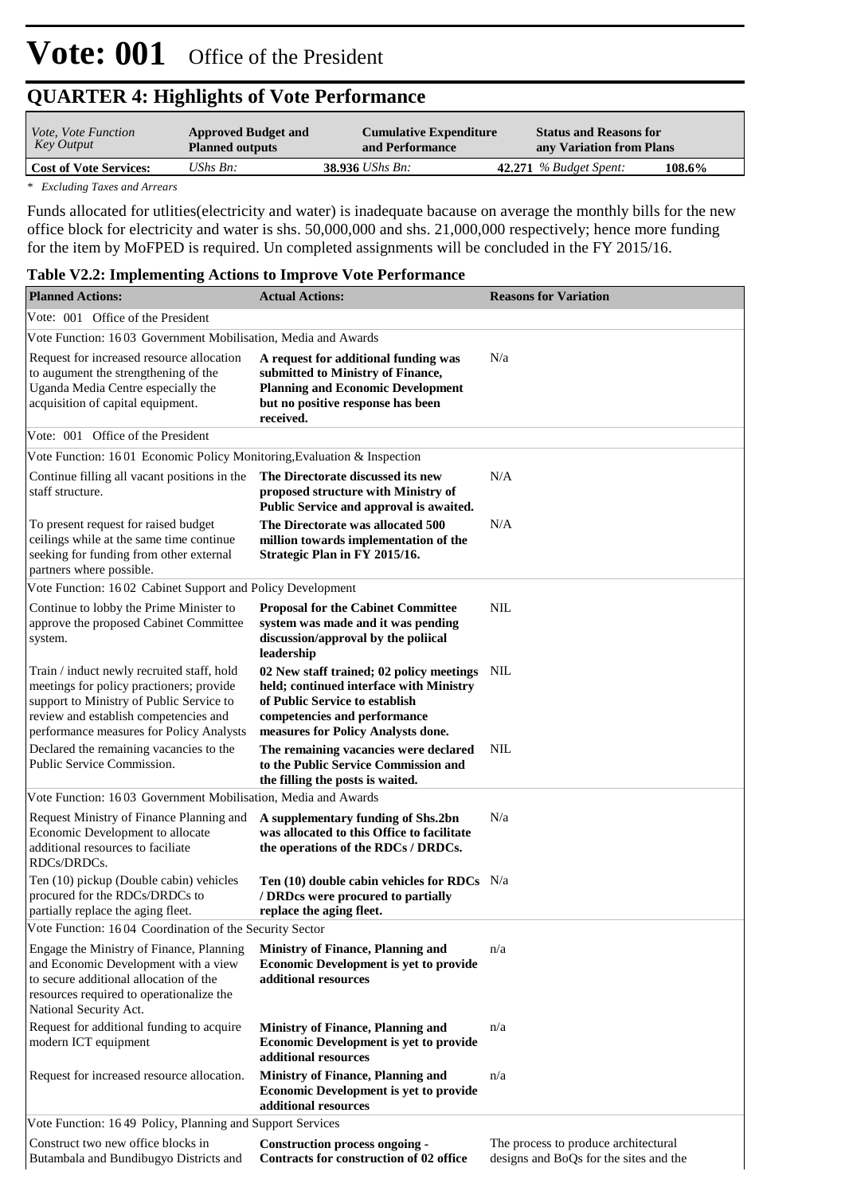# Vote: 001 Office of the President

## QUARTER 4: Highlights of Vote Performance

| *Vote, Vote Function Key Output* | **Approved Budget and Planned outputs** | **Cumulative Expenditure and Performance** | **Status and Reasons for any Variation from Plans** |
|---|---|---|---|
| **Cost of Vote Services:** | *UShs Bn:* **38.936** | *UShs Bn:* **42.271** | *% Budget Spent:* **108.6%** |

*\* Excluding Taxes and Arrears*

Funds allocated for utlities(electricity and water) is inadequate bacause on average the monthly bills for the new office block for electricity and water is shs. 50,000,000 and shs. 21,000,000 respectively; hence more funding for the item by MoFPED is required. Un completed assignments will be concluded in the FY 2015/16.

**Table V2.2: Implementing Actions to Improve Vote Performance**

| **Planned Actions:** | **Actual Actions:** | **Reasons for Variation** |
|---|---|---|
| Vote: 001 Office of the President | | |
| Vote Function: 16 03 Government Mobilisation, Media and Awards | | |
| Request for increased resource allocation to augument the strengthening of the Uganda Media Centre especially the acquisition of capital equipment. | **A request for additional funding was submitted to Ministry of Finance, Planning and Economic Development but no positive response has been received.** | N/a |
| Vote: 001 Office of the President | | |
| Vote Function: 16 01 Economic Policy Monitoring,Evaluation & Inspection | | |
| Continue filling all vacant positions in the staff structure. | **The Directorate discussed its new proposed structure with Ministry of Public Service and approval is awaited.** | N/A |
| To present request for raised budget ceilings while at the same time continue seeking for funding from other external partners where possible. | **The Directorate was allocated 500 million towards implementation of the Strategic Plan in FY 2015/16.** | N/A |
| Vote Function: 16 02 Cabinet Support and Policy Development | | |
| Continue to lobby the Prime Minister to approve the proposed Cabinet Committee system. | **Proposal for the Cabinet Committee system was made and it was pending discussion/approval by the poliical leadership** | NIL |
| Train / induct newly recruited staff, hold meetings for policy practioners; provide support to Ministry of Public Service to review and establish competencies and performance measures for Policy Analysts | **02 New staff trained; 02 policy meetings held; continued interface with Ministry of Public Service to establish competencies and performance measures for Policy Analysts done.** | NIL |
| Declared the remaining vacancies to the Public Service Commission. | **The remaining vacancies were declared to the Public Service Commission and the filling the posts is waited.** | NIL |
| Vote Function: 16 03 Government Mobilisation, Media and Awards | | |
| Request Ministry of Finance Planning and Economic Development to allocate additional resources to faciliate RDCs/DRDCs. | **A supplementary funding of Shs.2bn was allocated to this Office to facilitate the operations of the RDCs / DRDCs.** | N/a |
| Ten (10) pickup (Double cabin) vehicles procured for the RDCs/DRDCs to partially replace the aging fleet. | **Ten (10) double cabin vehicles for RDCs / DRDcs were procured to partially replace the aging fleet.** | N/a |
| Vote Function: 16 04 Coordination of the Security Sector | | |
| Engage the Ministry of Finance, Planning and Economic Development with a view to secure additional allocation of the resources required to operationalize the National Security Act. | **Ministry of Finance, Planning and Economic Development is yet to provide additional resources** | n/a |
| Request for additional funding to acquire modern ICT equipment | **Ministry of Finance, Planning and Economic Development is yet to provide additional resources** | n/a |
| Request for increased resource allocation. | **Ministry of Finance, Planning and Economic Development is yet to provide additional resources** | n/a |
| Vote Function: 16 49 Policy, Planning and Support Services | | |
| Construct two new office blocks in Butambala and Bundibugyo Districts and | **Construction process ongoing - Contracts for construction of 02 office** | The process to produce architectural designs and BoQs for the sites and the |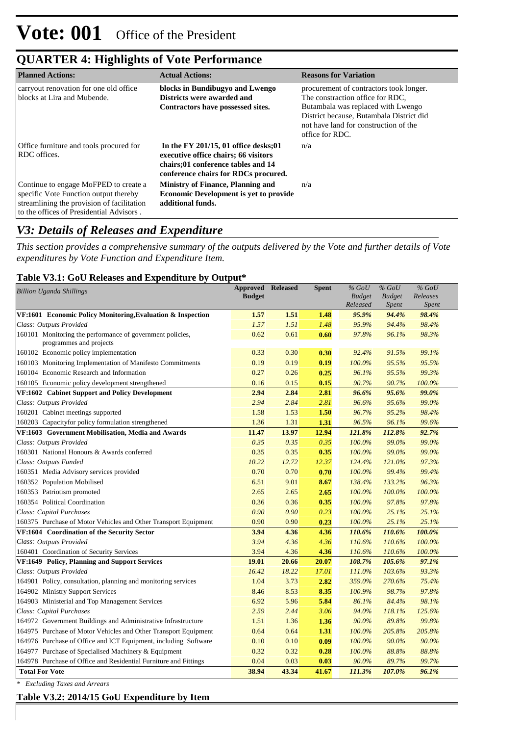# Vote: 001 Office of the President

## QUARTER 4: Highlights of Vote Performance

| Planned Actions: | Actual Actions: | Reasons for Variation |
|---|---|---|
| carryout renovation for one old office blocks at Lira and Mubende. | **blocks in Bundibugyo and Lwengo Districts were awarded and Contractors have possessed sites.** | procurement of contractors took longer. The constraction office for RDC, Butambala was replaced with Lwengo District because, Butambala District did not have land for construction of the office for RDC. |
| Office furniture and tools procured for RDC offices. | **In the FY 201/15, 01 office desks;01 executive office chairs; 66 visitors chairs;01 conference tables and 14 conference chairs for RDCs procured.** | n/a |
| Continue to engage MoFPED to create a specific Vote Function output thereby streamlining the provision of facilitation to the offices of Presidential Advisors . | **Ministry of Finance, Planning and Economic Development is yet to provide additional funds.** | n/a |

## *V3: Details of Releases and Expenditure*

*This section provides a comprehensive summary of the outputs delivered by the Vote and further details of Vote expenditures by Vote Function and Expenditure Item.*

### Table V3.1: GoU Releases and Expenditure by Output*

| *Billion Uganda Shillings* | Approved Budget | Released | Spent | *% GoU Budget Released* | *% GoU Budget Spent* | *% GoU Releases Spent* |
|---|---|---|---|---|---|---|
| **VF:1601 Economic Policy Monitoring,Evaluation & Inspection** | **1.57** | **1.51** | **1.48** | ***95.9%*** | ***94.4%*** | ***98.4%*** |
| *Class: Outputs Provided* | *1.57* | *1.51* | *1.48* | *95.9%* | *94.4%* | *98.4%* |
| 160101 Monitoring the performance of government policies, programmes and projects | 0.62 | 0.61 | **0.60** | *97.8%* | *96.1%* | *98.3%* |
| 160102 Economic policy implementation | 0.33 | 0.30 | **0.30** | *92.4%* | *91.5%* | *99.1%* |
| 160103 Monitoring Implementation of Manifesto Commitments | 0.19 | 0.19 | **0.19** | *100.0%* | *95.5%* | *95.5%* |
| 160104 Economic Research and Information | 0.27 | 0.26 | **0.25** | *96.1%* | *95.5%* | *99.3%* |
| 160105 Economic policy development strengthened | 0.16 | 0.15 | **0.15** | *90.7%* | *90.7%* | *100.0%* |
| **VF:1602 Cabinet Support and Policy Development** | **2.94** | **2.84** | **2.81** | ***96.6%*** | ***95.6%*** | ***99.0%*** |
| *Class: Outputs Provided* | *2.94* | *2.84* | *2.81* | *96.6%* | *95.6%* | *99.0%* |
| 160201 Cabinet meetings supported | 1.58 | 1.53 | **1.50** | *96.7%* | *95.2%* | *98.4%* |
| 160203 Capacityfor policy formulation strengthened | 1.36 | 1.31 | **1.31** | *96.5%* | *96.1%* | *99.6%* |
| **VF:1603 Government Mobilisation, Media and Awards** | **11.47** | **13.97** | **12.94** | ***121.8%*** | ***112.8%*** | ***92.7%*** |
| *Class: Outputs Provided* | *0.35* | *0.35* | *0.35* | *100.0%* | *99.0%* | *99.0%* |
| 160301 National Honours & Awards conferred | 0.35 | 0.35 | **0.35** | *100.0%* | *99.0%* | *99.0%* |
| *Class: Outputs Funded* | *10.22* | *12.72* | *12.37* | *124.4%* | *121.0%* | *97.3%* |
| 160351 Media Advisory services provided | 0.70 | 0.70 | **0.70** | *100.0%* | *99.4%* | *99.4%* |
| 160352 Population Mobilised | 6.51 | 9.01 | **8.67** | *138.4%* | *133.2%* | *96.3%* |
| 160353 Patriotism promoted | 2.65 | 2.65 | **2.65** | *100.0%* | *100.0%* | *100.0%* |
| 160354 Political Coordination | 0.36 | 0.36 | **0.35** | *100.0%* | *97.8%* | *97.8%* |
| *Class: Capital Purchases* | *0.90* | *0.90* | *0.23* | *100.0%* | *25.1%* | *25.1%* |
| 160375 Purchase of Motor Vehicles and Other Transport Equipment | 0.90 | 0.90 | **0.23** | *100.0%* | *25.1%* | *25.1%* |
| **VF:1604 Coordination of the Security Sector** | **3.94** | **4.36** | **4.36** | ***110.6%*** | ***110.6%*** | ***100.0%*** |
| *Class: Outputs Provided* | *3.94* | *4.36* | *4.36* | *110.6%* | *110.6%* | *100.0%* |
| 160401 Coordination of Security Services | 3.94 | 4.36 | **4.36** | *110.6%* | *110.6%* | *100.0%* |
| **VF:1649 Policy, Planning and Support Services** | **19.01** | **20.66** | **20.07** | ***108.7%*** | ***105.6%*** | ***97.1%*** |
| *Class: Outputs Provided* | *16.42* | *18.22* | *17.01* | *111.0%* | *103.6%* | *93.3%* |
| 164901 Policy, consultation, planning and monitoring services | 1.04 | 3.73 | **2.82** | *359.0%* | *270.6%* | *75.4%* |
| 164902 Ministry Support Services | 8.46 | 8.53 | **8.35** | *100.9%* | *98.7%* | *97.8%* |
| 164903 Ministerial and Top Management Services | 6.92 | 5.96 | **5.84** | *86.1%* | *84.4%* | *98.1%* |
| *Class: Capital Purchases* | *2.59* | *2.44* | *3.06* | *94.0%* | *118.1%* | *125.6%* |
| 164972 Government Buildings and Administrative Infrastructure | 1.51 | 1.36 | **1.36** | *90.0%* | *89.8%* | *99.8%* |
| 164975 Purchase of Motor Vehicles and Other Transport Equipment | 0.64 | 0.64 | **1.31** | *100.0%* | *205.8%* | *205.8%* |
| 164976 Purchase of Office and ICT Equipment, including Software | 0.10 | 0.10 | **0.09** | *100.0%* | *90.0%* | *90.0%* |
| 164977 Purchase of Specialised Machinery & Equipment | 0.32 | 0.32 | **0.28** | *100.0%* | *88.8%* | *88.8%* |
| 164978 Purchase of Office and Residential Furniture and Fittings | 0.04 | 0.03 | **0.03** | *90.0%* | *89.7%* | *99.7%* |
| **Total For Vote** | **38.94** | **43.34** | **41.67** | ***111.3%*** | ***107.0%*** | ***96.1%*** |

*\* Excluding Taxes and Arrears*

### Table V3.2: 2014/15 GoU Expenditure by Item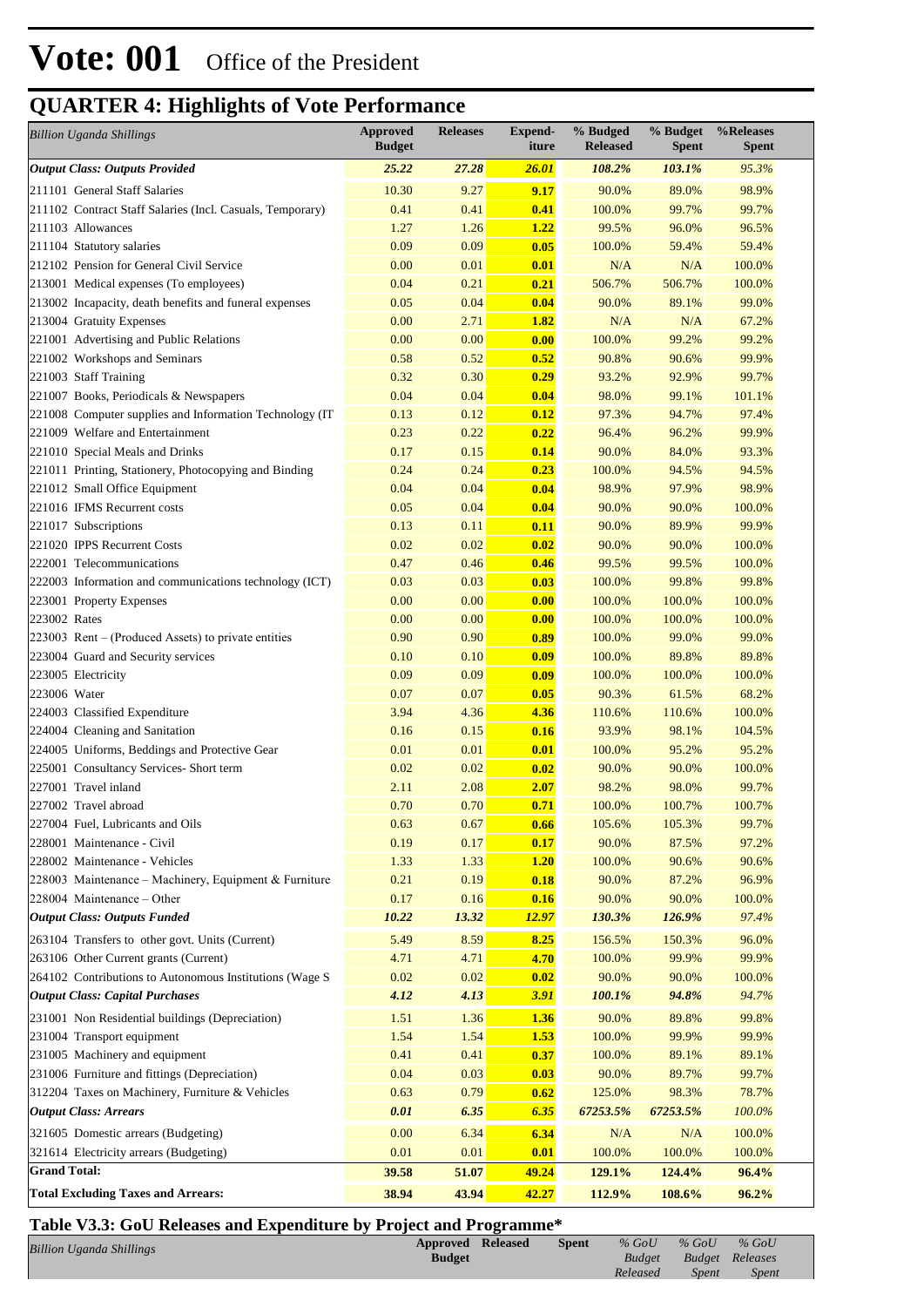# Vote: 001 Office of the President

## QUARTER 4: Highlights of Vote Performance

| *Billion Uganda Shillings* | Approved Budget | Releases | Expend-iture | % Budged Released | % Budget Spent | %Releases Spent |
|---|---|---|---|---|---|---|
| ***Output Class: Outputs Provided*** | ***25.22*** | ***27.28*** | ***26.01*** | ***108.2%*** | ***103.1%*** | *95.3%* |
| 211101 General Staff Salaries | 10.30 | 9.27 | **9.17** | 90.0% | 89.0% | 98.9% |
| 211102 Contract Staff Salaries (Incl. Casuals, Temporary) | 0.41 | 0.41 | **0.41** | 100.0% | 99.7% | 99.7% |
| 211103 Allowances | 1.27 | 1.26 | **1.22** | 99.5% | 96.0% | 96.5% |
| 211104 Statutory salaries | 0.09 | 0.09 | **0.05** | 100.0% | 59.4% | 59.4% |
| 212102 Pension for General Civil Service | 0.00 | 0.01 | **0.01** | N/A | N/A | 100.0% |
| 213001 Medical expenses (To employees) | 0.04 | 0.21 | **0.21** | 506.7% | 506.7% | 100.0% |
| 213002 Incapacity, death benefits and funeral expenses | 0.05 | 0.04 | **0.04** | 90.0% | 89.1% | 99.0% |
| 213004 Gratuity Expenses | 0.00 | 2.71 | **1.82** | N/A | N/A | 67.2% |
| 221001 Advertising and Public Relations | 0.00 | 0.00 | **0.00** | 100.0% | 99.2% | 99.2% |
| 221002 Workshops and Seminars | 0.58 | 0.52 | **0.52** | 90.8% | 90.6% | 99.9% |
| 221003 Staff Training | 0.32 | 0.30 | **0.29** | 93.2% | 92.9% | 99.7% |
| 221007 Books, Periodicals & Newspapers | 0.04 | 0.04 | **0.04** | 98.0% | 99.1% | 101.1% |
| 221008 Computer supplies and Information Technology (IT | 0.13 | 0.12 | **0.12** | 97.3% | 94.7% | 97.4% |
| 221009 Welfare and Entertainment | 0.23 | 0.22 | **0.22** | 96.4% | 96.2% | 99.9% |
| 221010 Special Meals and Drinks | 0.17 | 0.15 | **0.14** | 90.0% | 84.0% | 93.3% |
| 221011 Printing, Stationery, Photocopying and Binding | 0.24 | 0.24 | **0.23** | 100.0% | 94.5% | 94.5% |
| 221012 Small Office Equipment | 0.04 | 0.04 | **0.04** | 98.9% | 97.9% | 98.9% |
| 221016 IFMS Recurrent costs | 0.05 | 0.04 | **0.04** | 90.0% | 90.0% | 100.0% |
| 221017 Subscriptions | 0.13 | 0.11 | **0.11** | 90.0% | 89.9% | 99.9% |
| 221020 IPPS Recurrent Costs | 0.02 | 0.02 | **0.02** | 90.0% | 90.0% | 100.0% |
| 222001 Telecommunications | 0.47 | 0.46 | **0.46** | 99.5% | 99.5% | 100.0% |
| 222003 Information and communications technology (ICT) | 0.03 | 0.03 | **0.03** | 100.0% | 99.8% | 99.8% |
| 223001 Property Expenses | 0.00 | 0.00 | **0.00** | 100.0% | 100.0% | 100.0% |
| 223002 Rates | 0.00 | 0.00 | **0.00** | 100.0% | 100.0% | 100.0% |
| 223003 Rent – (Produced Assets) to private entities | 0.90 | 0.90 | **0.89** | 100.0% | 99.0% | 99.0% |
| 223004 Guard and Security services | 0.10 | 0.10 | **0.09** | 100.0% | 89.8% | 89.8% |
| 223005 Electricity | 0.09 | 0.09 | **0.09** | 100.0% | 100.0% | 100.0% |
| 223006 Water | 0.07 | 0.07 | **0.05** | 90.3% | 61.5% | 68.2% |
| 224003 Classified Expenditure | 3.94 | 4.36 | **4.36** | 110.6% | 110.6% | 100.0% |
| 224004 Cleaning and Sanitation | 0.16 | 0.15 | **0.16** | 93.9% | 98.1% | 104.5% |
| 224005 Uniforms, Beddings and Protective Gear | 0.01 | 0.01 | **0.01** | 100.0% | 95.2% | 95.2% |
| 225001 Consultancy Services- Short term | 0.02 | 0.02 | **0.02** | 90.0% | 90.0% | 100.0% |
| 227001 Travel inland | 2.11 | 2.08 | **2.07** | 98.2% | 98.0% | 99.7% |
| 227002 Travel abroad | 0.70 | 0.70 | **0.71** | 100.0% | 100.7% | 100.7% |
| 227004 Fuel, Lubricants and Oils | 0.63 | 0.67 | **0.66** | 105.6% | 105.3% | 99.7% |
| 228001 Maintenance - Civil | 0.19 | 0.17 | **0.17** | 90.0% | 87.5% | 97.2% |
| 228002 Maintenance - Vehicles | 1.33 | 1.33 | **1.20** | 100.0% | 90.6% | 90.6% |
| 228003 Maintenance – Machinery, Equipment & Furniture | 0.21 | 0.19 | **0.18** | 90.0% | 87.2% | 96.9% |
| 228004 Maintenance – Other | 0.17 | 0.16 | **0.16** | 90.0% | 90.0% | 100.0% |
| ***Output Class: Outputs Funded*** | ***10.22*** | ***13.32*** | ***12.97*** | ***130.3%*** | ***126.9%*** | *97.4%* |
| 263104 Transfers to other govt. Units (Current) | 5.49 | 8.59 | **8.25** | 156.5% | 150.3% | 96.0% |
| 263106 Other Current grants (Current) | 4.71 | 4.71 | **4.70** | 100.0% | 99.9% | 99.9% |
| 264102 Contributions to Autonomous Institutions (Wage S | 0.02 | 0.02 | **0.02** | 90.0% | 90.0% | 100.0% |
| ***Output Class: Capital Purchases*** | ***4.12*** | ***4.13*** | ***3.91*** | ***100.1%*** | ***94.8%*** | *94.7%* |
| 231001 Non Residential buildings (Depreciation) | 1.51 | 1.36 | **1.36** | 90.0% | 89.8% | 99.8% |
| 231004 Transport equipment | 1.54 | 1.54 | **1.53** | 100.0% | 99.9% | 99.9% |
| 231005 Machinery and equipment | 0.41 | 0.41 | **0.37** | 100.0% | 89.1% | 89.1% |
| 231006 Furniture and fittings (Depreciation) | 0.04 | 0.03 | **0.03** | 90.0% | 89.7% | 99.7% |
| 312204 Taxes on Machinery, Furniture & Vehicles | 0.63 | 0.79 | **0.62** | 125.0% | 98.3% | 78.7% |
| ***Output Class: Arrears*** | ***0.01*** | ***6.35*** | ***6.35*** | ***67253.5%*** | ***67253.5%*** | *100.0%* |
| 321605 Domestic arrears (Budgeting) | 0.00 | 6.34 | **6.34** | N/A | N/A | 100.0% |
| 321614 Electricity arrears (Budgeting) | 0.01 | 0.01 | **0.01** | 100.0% | 100.0% | 100.0% |
| **Grand Total:** | **39.58** | **51.07** | **49.24** | **129.1%** | **124.4%** | **96.4%** |
| **Total Excluding Taxes and Arrears:** | **38.94** | **43.94** | **42.27** | **112.9%** | **108.6%** | **96.2%** |

### Table V3.3: GoU Releases and Expenditure by Project and Programme*

| *Billion Uganda Shillings* | Approved Budget | Released | Spent | *% GoU Budget Released* | *% GoU Budget Spent* | *% GoU Releases Spent* |
|---|---|---|---|---|---|---|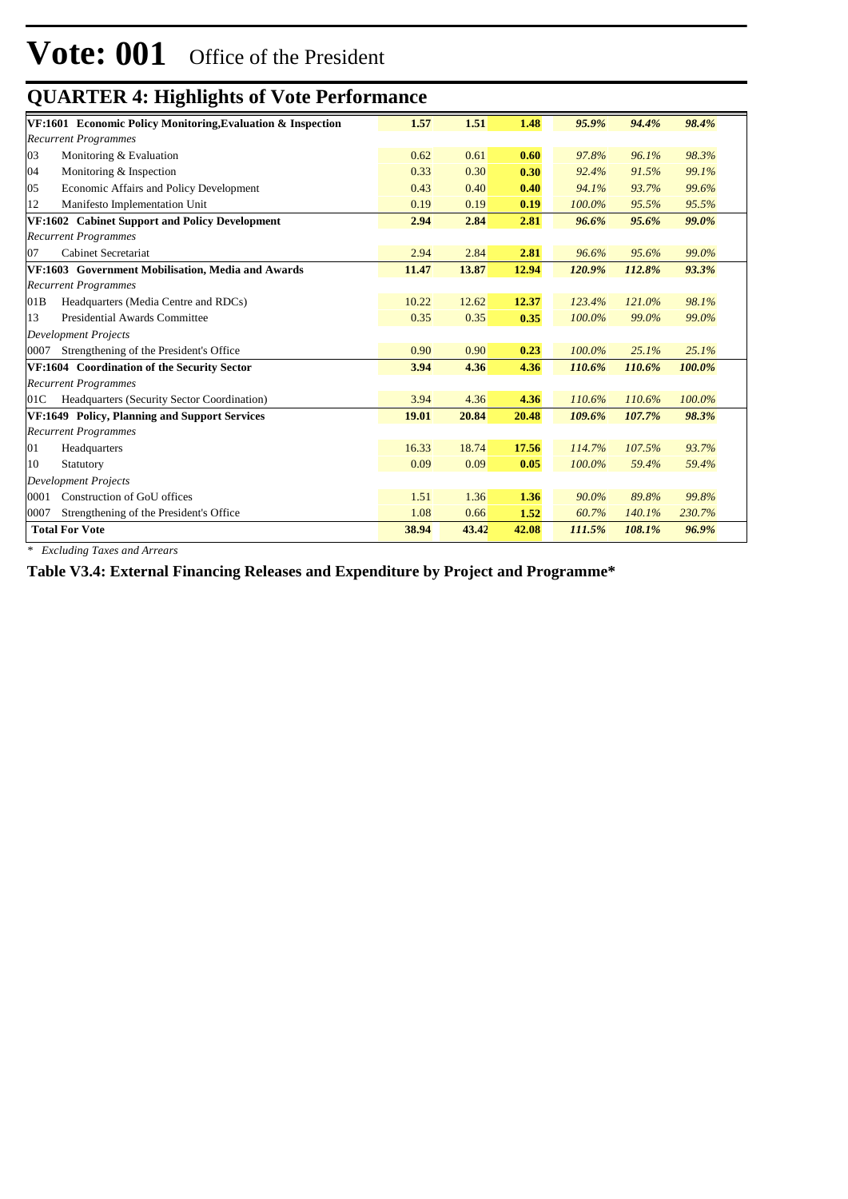# Vote: 001 Office of the President

## QUARTER 4: Highlights of Vote Performance

| | | | | | | |
|---|---|---|---|---|---|---|
| **VF:1601 Economic Policy Monitoring,Evaluation & Inspection** | **1.57** | **1.51** | **1.48** | ***95.9%*** | ***94.4%*** | ***98.4%*** |
| *Recurrent Programmes* | | | | | | |
| 03 Monitoring & Evaluation | 0.62 | 0.61 | **0.60** | *97.8%* | *96.1%* | *98.3%* |
| 04 Monitoring & Inspection | 0.33 | 0.30 | **0.30** | *92.4%* | *91.5%* | *99.1%* |
| 05 Economic Affairs and Policy Development | 0.43 | 0.40 | **0.40** | *94.1%* | *93.7%* | *99.6%* |
| 12 Manifesto Implementation Unit | 0.19 | 0.19 | **0.19** | *100.0%* | *95.5%* | *95.5%* |
| **VF:1602 Cabinet Support and Policy Development** | **2.94** | **2.84** | **2.81** | ***96.6%*** | ***95.6%*** | ***99.0%*** |
| *Recurrent Programmes* | | | | | | |
| 07 Cabinet Secretariat | 2.94 | 2.84 | **2.81** | *96.6%* | *95.6%* | *99.0%* |
| **VF:1603 Government Mobilisation, Media and Awards** | **11.47** | **13.87** | **12.94** | ***120.9%*** | ***112.8%*** | ***93.3%*** |
| *Recurrent Programmes* | | | | | | |
| 01B Headquarters (Media Centre and RDCs) | 10.22 | 12.62 | **12.37** | *123.4%* | *121.0%* | *98.1%* |
| 13 Presidential Awards Committee | 0.35 | 0.35 | **0.35** | *100.0%* | *99.0%* | *99.0%* |
| *Development Projects* | | | | | | |
| 0007 Strengthening of the President's Office | 0.90 | 0.90 | **0.23** | *100.0%* | *25.1%* | *25.1%* |
| **VF:1604 Coordination of the Security Sector** | **3.94** | **4.36** | **4.36** | ***110.6%*** | ***110.6%*** | ***100.0%*** |
| *Recurrent Programmes* | | | | | | |
| 01C Headquarters (Security Sector Coordination) | 3.94 | 4.36 | **4.36** | *110.6%* | *110.6%* | *100.0%* |
| **VF:1649 Policy, Planning and Support Services** | **19.01** | **20.84** | **20.48** | ***109.6%*** | ***107.7%*** | ***98.3%*** |
| *Recurrent Programmes* | | | | | | |
| 01 Headquarters | 16.33 | 18.74 | **17.56** | *114.7%* | *107.5%* | *93.7%* |
| 10 Statutory | 0.09 | 0.09 | **0.05** | *100.0%* | *59.4%* | *59.4%* |
| *Development Projects* | | | | | | |
| 0001 Construction of GoU offices | 1.51 | 1.36 | **1.36** | *90.0%* | *89.8%* | *99.8%* |
| 0007 Strengthening of the President's Office | 1.08 | 0.66 | **1.52** | *60.7%* | *140.1%* | *230.7%* |
| **Total For Vote** | **38.94** | **43.42** | **42.08** | ***111.5%*** | ***108.1%*** | ***96.9%*** |

*\* Excluding Taxes and Arrears*

**Table V3.4: External Financing Releases and Expenditure by Project and Programme\***